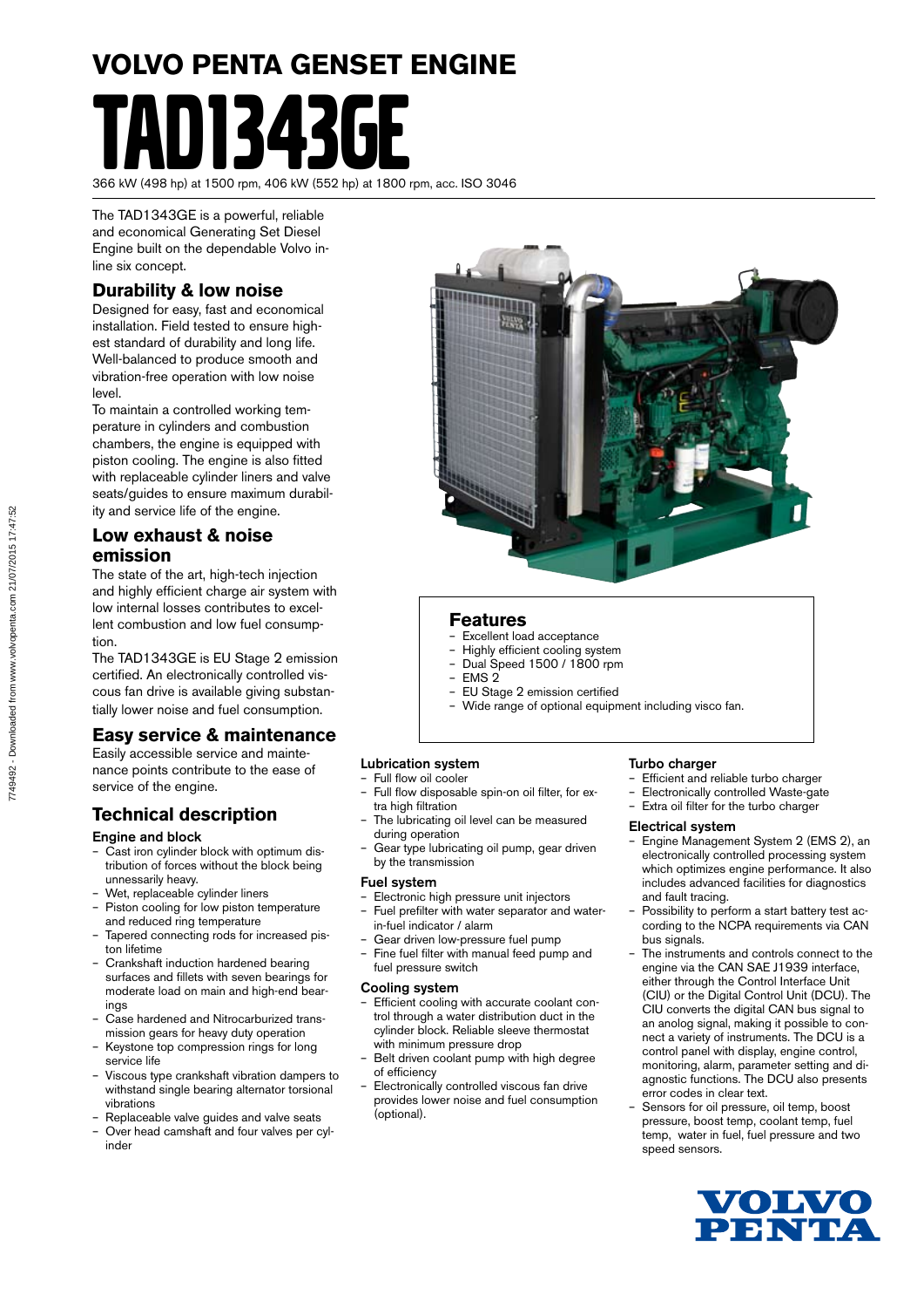# VOLVO PENTA GENSET ENGINE

# TAD1343GE

366 kW (498 hp) at 1500 rpm, 406 kW (552 hp) at 1800 rpm, acc. ISO 3046

The TAD1343GE is a powerful, reliable and economical Generating Set Diesel Engine built on the dependable Volvo in-line six concept.

## Durability & low noise

Designed for easy, fast and economical installation. Field tested to ensure highest standard of durability and long life. Well-balanced to produce smooth and vibration-free operation with low noise level.

To maintain a controlled working temperature in cylinders and combustion chambers, the engine is equipped with piston cooling. The engine is also fitted with replaceable cylinder liners and valve seats/guides to ensure maximum durability and service life of the engine.

## Low exhaust & noise emission

The state of the art, high-tech injection and highly efficient charge air system with low internal losses contributes to excellent combustion and low fuel consumption.

The TAD1343GE is EU Stage 2 emission certified. An electronically controlled viscous fan drive is available giving substantially lower noise and fuel consumption.

## Easy service & maintenance

Easily accessible service and maintenance points contribute to the ease of service of the engine.

## Features

- Excellent load acceptance
- Highly efficient cooling system
- Dual Speed 1500 / 1800 rpm
- EMS 2
- EU Stage 2 emission certified
- Wide range of optional equipment including visco fan.

## Technical description

### Engine and block

- Cast iron cylinder block with optimum distribution of forces without the block being unnessarily heavy.
- Wet, replaceable cylinder liners
- Piston cooling for low piston temperature and reduced ring temperature
- Tapered connecting rods for increased piston lifetime
- Crankshaft induction hardened bearing surfaces and fillets with seven bearings for moderate load on main and high-end bearings
- Case hardened and Nitrocarburized transmission gears for heavy duty operation
- Keystone top compression rings for long service life
- Viscous type crankshaft vibration dampers to withstand single bearing alternator torsional vibrations
- Replaceable valve guides and valve seats
- Over head camshaft and four valves per cylinder

### Lubrication system

- Full flow oil cooler
- Full flow disposable spin-on oil filter, for extra high filtration
- The lubricating oil level can be measured during operation
- Gear type lubricating oil pump, gear driven by the transmission

### Fuel system

- Electronic high pressure unit injectors
- Fuel prefilter with water separator and water-in-fuel indicator / alarm
- Gear driven low-pressure fuel pump
- Fine fuel filter with manual feed pump and fuel pressure switch

### Cooling system

- Efficient cooling with accurate coolant control through a water distribution duct in the cylinder block. Reliable sleeve thermostat with minimum pressure drop
- Belt driven coolant pump with high degree of efficiency
- Electronically controlled viscous fan drive provides lower noise and fuel consumption (optional).

### Turbo charger

- Efficient and reliable turbo charger
- Electronically controlled Waste-gate
- Extra oil filter for the turbo charger

### Electrical system

- Engine Management System 2 (EMS 2), an electronically controlled processing system which optimizes engine performance. It also includes advanced facilities for diagnostics and fault tracing.
- Possibility to perform a start battery test according to the NCPA requirements via CAN bus signals.
- The instruments and controls connect to the engine via the CAN SAE J1939 interface, either through the Control Interface Unit (CIU) or the Digital Control Unit (DCU). The CIU converts the digital CAN bus signal to an anolog signal, making it possible to connect a variety of instruments. The DCU is a control panel with display, engine control, monitoring, alarm, parameter setting and diagnostic functions. The DCU also presents error codes in clear text.
- Sensors for oil pressure, oil temp, boost pressure, boost temp, coolant temp, fuel temp, water in fuel, fuel pressure and two speed sensors.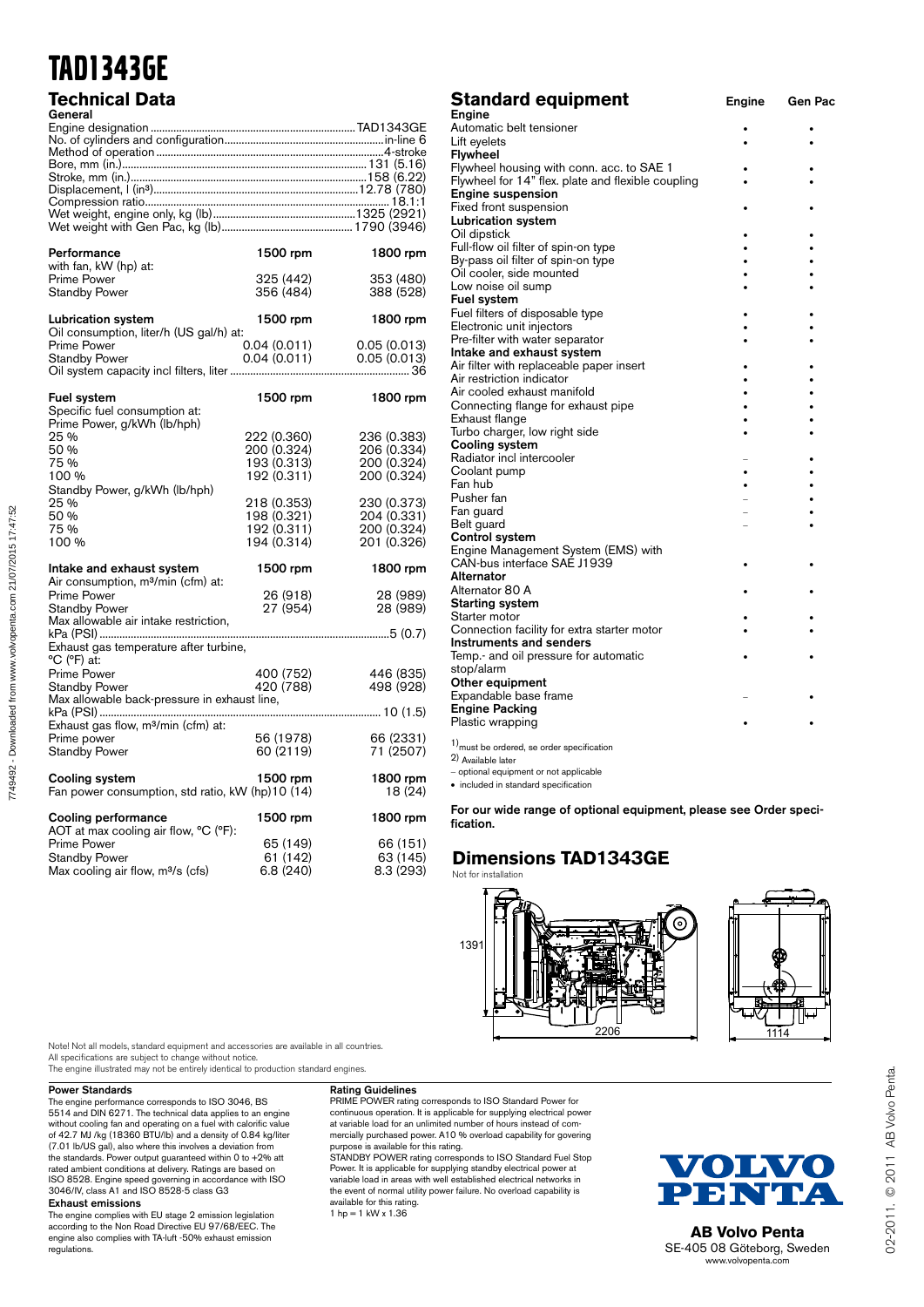# TAD1343GE

## Technical Data

### General

| | |
|---|---|
| Engine designation | TAD1343GE |
| No. of cylinders and configuration | in-line 6 |
| Method of operation | 4-stroke |
| Bore, mm (in.) | 131 (5.16) |
| Stroke, mm (in.) | 158 (6.22) |
| Displacement, l (in³) | 12.78 (780) |
| Compression ratio | 18.1:1 |
| Wet weight, engine only, kg (lb) | 1325 (2921) |
| Wet weight with Gen Pac, kg (lb) | 1790 (3946) |

| Performance | 1500 rpm | 1800 rpm |
|---|---|---|
| with fan, kW (hp) at: | | |
| Prime Power | 325 (442) | 353 (480) |
| Standby Power | 356 (484) | 388 (528) |

| Lubrication system | 1500 rpm | 1800 rpm |
|---|---|---|
| Oil consumption, liter/h (US gal/h) at: | | |
| Prime Power | 0.04 (0.011) | 0.05 (0.013) |
| Standby Power | 0.04 (0.011) | 0.05 (0.013) |
| Oil system capacity incl filters, liter | | 36 |

| Fuel system | 1500 rpm | 1800 rpm |
|---|---|---|
| Specific fuel consumption at: | | |
| Prime Power, g/kWh (lb/hph) | | |
| 25 % | 222 (0.360) | 236 (0.383) |
| 50 % | 200 (0.324) | 206 (0.334) |
| 75 % | 193 (0.313) | 200 (0.324) |
| 100 % | 192 (0.311) | 200 (0.324) |
| Standby Power, g/kWh (lb/hph) | | |
| 25 % | 218 (0.353) | 230 (0.373) |
| 50 % | 198 (0.321) | 204 (0.331) |
| 75 % | 192 (0.311) | 200 (0.324) |
| 100 % | 194 (0.314) | 201 (0.326) |

| Intake and exhaust system | 1500 rpm | 1800 rpm |
|---|---|---|
| Air consumption, m³/min (cfm) at: | | |
| Prime Power | 26 (918) | 28 (989) |
| Standby Power | 27 (954) | 28 (989) |
| Max allowable air intake restriction, kPa (PSI) | | 5 (0.7) |
| Exhaust gas temperature after turbine, °C (°F) at: | | |
| Prime Power | 400 (752) | 446 (835) |
| Standby Power | 420 (788) | 498 (928) |
| Max allowable back-pressure in exhaust line, kPa (PSI) | | 10 (1.5) |
| Exhaust gas flow, m³/min (cfm) at: | | |
| Prime power | 56 (1978) | 66 (2331) |
| Standby Power | 60 (2119) | 71 (2507) |

| Cooling system | 1500 rpm | 1800 rpm |
|---|---|---|
| Fan power consumption, std ratio, kW (hp) | 10 (14) | 18 (24) |

| Cooling performance | 1500 rpm | 1800 rpm |
|---|---|---|
| AOT at max cooling air flow, °C (°F): | | |
| Prime Power | 65 (149) | 66 (151) |
| Standby Power | 61 (142) | 63 (145) |
| Max cooling air flow, m³/s (cfs) | 6.8 (240) | 8.3 (293) |

## Standard equipment

| | Engine | Gen Pac |
|---|---|---|
| **Engine** | | |
| Automatic belt tensioner | • | • |
| Lift eyelets | • | • |
| **Flywheel** | | |
| Flywheel housing with conn. acc. to SAE 1 | • | • |
| Flywheel for 14" flex. plate and flexible coupling | • | • |
| **Engine suspension** | | |
| Fixed front suspension | • | • |
| **Lubrication system** | | |
| Oil dipstick | • | • |
| Full-flow oil filter of spin-on type | • | • |
| By-pass oil filter of spin-on type | • | • |
| Oil cooler, side mounted | • | • |
| Low noise oil sump | • | • |
| **Fuel system** | | |
| Fuel filters of disposable type | • | • |
| Electronic unit injectors | • | • |
| Pre-filter with water separator | • | • |
| **Intake and exhaust system** | | |
| Air filter with replaceable paper insert | • | • |
| Air restriction indicator | • | • |
| Air cooled exhaust manifold | • | • |
| Connecting flange for exhaust pipe | • | • |
| Exhaust flange | • | • |
| Turbo charger, low right side | • | • |
| **Cooling system** | | |
| Radiator incl intercooler | – | • |
| Coolant pump | • | • |
| Fan hub | • | • |
| Pusher fan | – | • |
| Fan guard | – | • |
| Belt guard | – | • |
| **Control system** | | |
| Engine Management System (EMS) with CAN-bus interface SAE J1939 | • | • |
| **Alternator** | | |
| Alternator 80 A | • | • |
| **Starting system** | | |
| Starter motor | • | • |
| Connection facility for extra starter motor | • | • |
| **Instruments and senders** | | |
| Temp.- and oil pressure for automatic stop/alarm | • | • |
| **Other equipment** | | |
| Expandable base frame | – | • |
| **Engine Packing** | | |
| Plastic wrapping | • | • |

1) must be ordered, se order specification
2) Available later
– optional equipment or not applicable
• included in standard specification

**For our wide range of optional equipment, please see Order specification.**

## Dimensions TAD1343GE

Not for installation

1391
2206
1114

Note! Not all models, standard equipment and accessories are available in all countries.
All specifications are subject to change without notice.
The engine illustrated may not be entirely identical to production standard engines.

### Power Standards

The engine performance corresponds to ISO 3046, BS 5514 and DIN 6271. The technical data applies to an engine without cooling fan and operating on a fuel with calorific value of 42.7 MJ /kg (18360 BTU/lb) and a density of 0.84 kg/liter (7.01 lb/US gal), also where this involves a deviation from the standards. Power output guaranteed within 0 to +2% att rated ambient conditions at delivery. Ratings are based on ISO 8528. Engine speed governing in accordance with ISO 3046/IV, class A1 and ISO 8528-5 class G3

### Exhaust emissions

The engine complies with EU stage 2 emission legislation according to the Non Road Directive EU 97/68/EEC. The engine also complies with TA-luft -50% exhaust emission regulations.

### Rating Guidelines

PRIME POWER rating corresponds to ISO Standard Power for continuous operation. It is applicable for supplying electrical power at variable load for an unlimited number of hours instead of commercially purchased power. A10 % overload capability for govering purpose is available for this rating.
STANDBY POWER rating corresponds to ISO Standard Fuel Stop Power. It is applicable for supplying standby electrical power at variable load in areas with well established electrical networks in the event of normal utility power failure. No overload capability is available for this rating.
1 hp = 1 kW x 1.36

VOLVO PENTA

**AB Volvo Penta**
SE-405 08 Göteborg, Sweden
www.volvopenta.com

02-2011. © 2011 AB Volvo Penta.

7749492 - Downloaded from www.volvopenta.com 21/07/2015 17:47:52